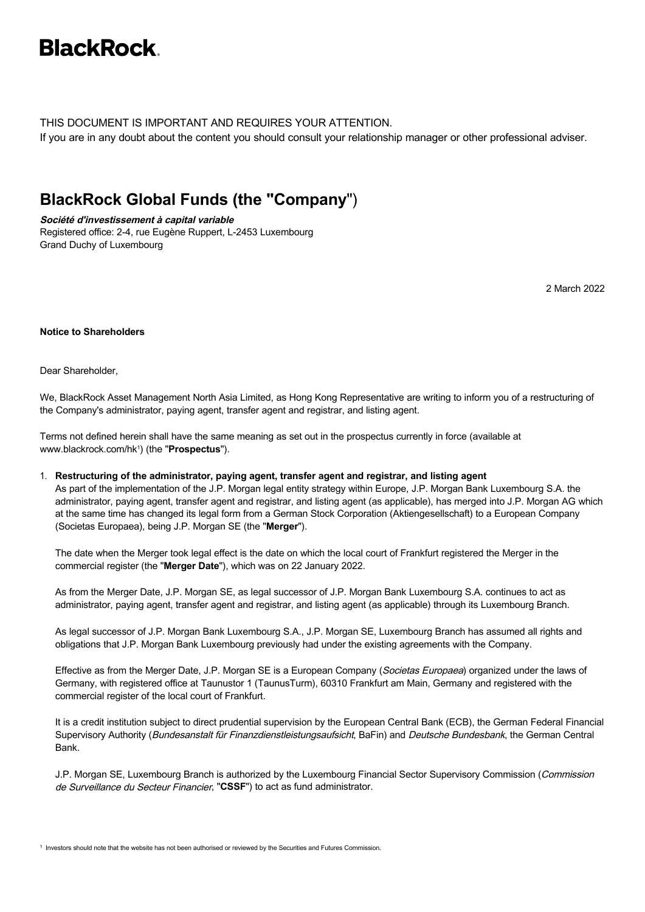BlackRock.

THIS DOCUMENT IS IMPORTANT AND REQUIRES YOUR ATTENTION.
If you are in any doubt about the content you should consult your relationship manager or other professional adviser.

# BlackRock Global Funds (the "Company")

***Société d'investissement à capital variable***
Registered office: 2-4, rue Eugène Ruppert, L-2453 Luxembourg
Grand Duchy of Luxembourg

2 March 2022

**Notice to Shareholders**

Dear Shareholder,

We, BlackRock Asset Management North Asia Limited, as Hong Kong Representative are writing to inform you of a restructuring of the Company's administrator, paying agent, transfer agent and registrar, and listing agent.

Terms not defined herein shall have the same meaning as set out in the prospectus currently in force (available at www.blackrock.com/hk[1]) (the "**Prospectus**").

1. **Restructuring of the administrator, paying agent, transfer agent and registrar, and listing agent**

   As part of the implementation of the J.P. Morgan legal entity strategy within Europe, J.P. Morgan Bank Luxembourg S.A. the administrator, paying agent, transfer agent and registrar, and listing agent (as applicable), has merged into J.P. Morgan AG which at the same time has changed its legal form from a German Stock Corporation (Aktiengesellschaft) to a European Company (Societas Europaea), being J.P. Morgan SE (the "**Merger**").

   The date when the Merger took legal effect is the date on which the local court of Frankfurt registered the Merger in the commercial register (the "**Merger Date**"), which was on 22 January 2022.

   As from the Merger Date, J.P. Morgan SE, as legal successor of J.P. Morgan Bank Luxembourg S.A. continues to act as administrator, paying agent, transfer agent and registrar, and listing agent (as applicable) through its Luxembourg Branch.

   As legal successor of J.P. Morgan Bank Luxembourg S.A., J.P. Morgan SE, Luxembourg Branch has assumed all rights and obligations that J.P. Morgan Bank Luxembourg previously had under the existing agreements with the Company.

   Effective as from the Merger Date, J.P. Morgan SE is a European Company (*Societas Europaea*) organized under the laws of Germany, with registered office at Taunustor 1 (TaunusTurm), 60310 Frankfurt am Main, Germany and registered with the commercial register of the local court of Frankfurt.

   It is a credit institution subject to direct prudential supervision by the European Central Bank (ECB), the German Federal Financial Supervisory Authority (*Bundesanstalt für Finanzdienstleistungsaufsicht*, BaFin) and *Deutsche Bundesbank*, the German Central Bank.

   J.P. Morgan SE, Luxembourg Branch is authorized by the Luxembourg Financial Sector Supervisory Commission (*Commission de Surveillance du Secteur Financier*, "**CSSF**") to act as fund administrator.

[1] Investors should note that the website has not been authorised or reviewed by the Securities and Futures Commission.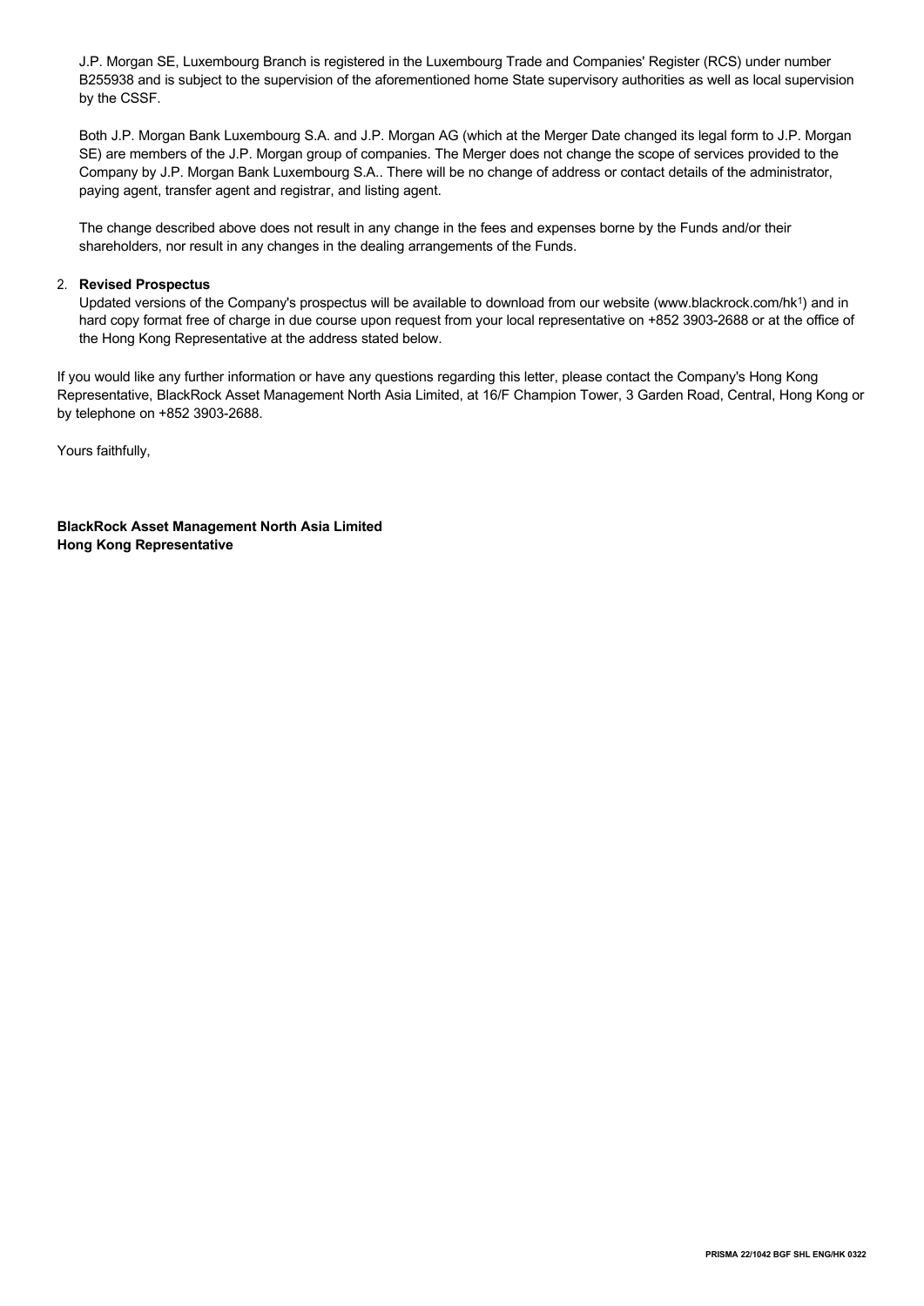J.P. Morgan SE, Luxembourg Branch is registered in the Luxembourg Trade and Companies' Register (RCS) under number B255938 and is subject to the supervision of the aforementioned home State supervisory authorities as well as local supervision by the CSSF.

Both J.P. Morgan Bank Luxembourg S.A. and J.P. Morgan AG (which at the Merger Date changed its legal form to J.P. Morgan SE) are members of the J.P. Morgan group of companies. The Merger does not change the scope of services provided to the Company by J.P. Morgan Bank Luxembourg S.A.. There will be no change of address or contact details of the administrator, paying agent, transfer agent and registrar, and listing agent.

The change described above does not result in any change in the fees and expenses borne by the Funds and/or their shareholders, nor result in any changes in the dealing arrangements of the Funds.

2. **Revised Prospectus**

Updated versions of the Company's prospectus will be available to download from our website (www.blackrock.com/hk[1]) and in hard copy format free of charge in due course upon request from your local representative on +852 3903-2688 or at the office of the Hong Kong Representative at the address stated below.

If you would like any further information or have any questions regarding this letter, please contact the Company's Hong Kong Representative, BlackRock Asset Management North Asia Limited, at 16/F Champion Tower, 3 Garden Road, Central, Hong Kong or by telephone on +852 3903-2688.

Yours faithfully,

**BlackRock Asset Management North Asia Limited**
**Hong Kong Representative**

PRISMA 22/1042 BGF SHL ENG/HK 0322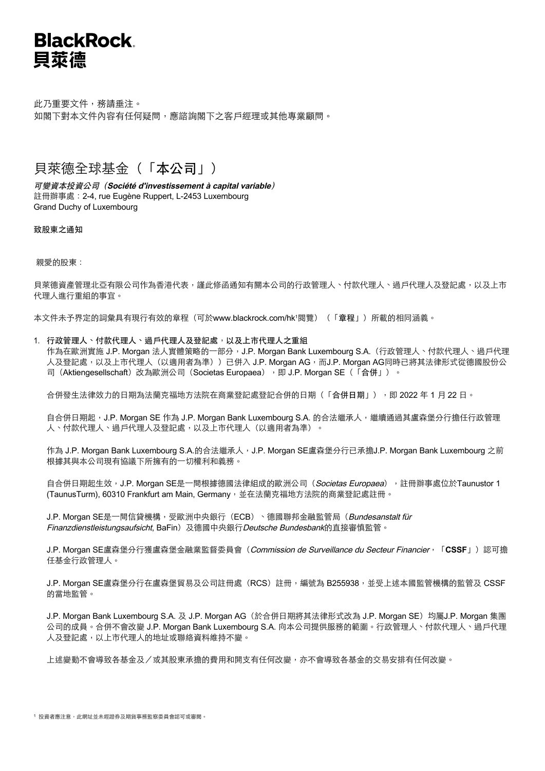**BlackRock.**
**貝萊德**

此乃重要文件，務請垂注。
如閣下對本文件內容有任何疑問，應諮詢閣下之客戶經理或其他專業顧問。

# 貝萊德全球基金（「本公司」）

***可變資本投資公司（Société d'investissement à capital variable）***
註冊辦事處：2-4, rue Eugène Ruppert, L-2453 Luxembourg
Grand Duchy of Luxembourg

**致股東之通知**

親愛的股東：

貝萊德資產管理北亞有限公司作為香港代表，謹此修函通知有關本公司的行政管理人、付款代理人、過戶代理人及登記處，以及上市代理人進行重組的事宜。

本文件未予界定的詞彙具有現行有效的章程（可於www.blackrock.com/hk[1]閱覽）（「**章程**」）所載的相同涵義。

1. **行政管理人、付款代理人、過戶代理人及登記處，以及上市代理人之重組**
   作為在歐洲實施 J.P. Morgan 法人實體策略的一部分，J.P. Morgan Bank Luxembourg S.A.（行政管理人、付款代理人、過戶代理人及登記處，以及上市代理人（以適用者為準））已併入 J.P. Morgan AG，而J.P. Morgan AG同時已將其法律形式從德國股份公司（Aktiengesellschaft）改為歐洲公司（Societas Europaea），即 J.P. Morgan SE（「**合併**」）。

   合併發生法律效力的日期為法蘭克福地方法院在商業登記處登記合併的日期（「**合併日期**」），即 2022 年 1 月 22 日。

   自合併日期起，J.P. Morgan SE 作為 J.P. Morgan Bank Luxembourg S.A. 的合法繼承人，繼續通過其盧森堡分行擔任行政管理人、付款代理人、過戶代理人及登記處，以及上市代理人（以適用者為準）。

   作為 J.P. Morgan Bank Luxembourg S.A.的合法繼承人，J.P. Morgan SE盧森堡分行已承擔J.P. Morgan Bank Luxembourg 之前根據其與本公司現有協議下所擁有的一切權利和義務。

   自合併日期起生效，J.P. Morgan SE是一間根據德國法律組成的歐洲公司（*Societas Europaea*），註冊辦事處位於Taunustor 1 (TaunusTurm), 60310 Frankfurt am Main, Germany，並在法蘭克福地方法院的商業登記處註冊。

   J.P. Morgan SE是一間信貸機構，受歐洲中央銀行（ECB）、德國聯邦金融監管局（*Bundesanstalt für Finanzdienstleistungsaufsicht*, BaFin）及德國中央銀行*Deutsche Bundesbank*的直接審慎監管。

   J.P. Morgan SE盧森堡分行獲盧森堡金融業監督委員會（*Commission de Surveillance du Secteur Financier*，「**CSSF**」）認可擔任基金行政管理人。

   J.P. Morgan SE盧森堡分行在盧森堡貿易及公司註冊處（RCS）註冊，編號為 B255938，並受上述本國監管機構的監管及 CSSF 的當地監管。

   J.P. Morgan Bank Luxembourg S.A. 及 J.P. Morgan AG（於合併日期將其法律形式改為 J.P. Morgan SE）均屬J.P. Morgan 集團公司的成員。合併不會改變 J.P. Morgan Bank Luxembourg S.A. 向本公司提供服務的範圍。行政管理人、付款代理人、過戶代理人及登記處，以上市代理人的地址或聯絡資料維持不變。

   上述變動不會導致各基金及／或其股東承擔的費用和開支有任何改變，亦不會導致各基金的交易安排有任何改變。

[1] 投資者應注意，此網址並未經證券及期貨事務監察委員會認可或審閱。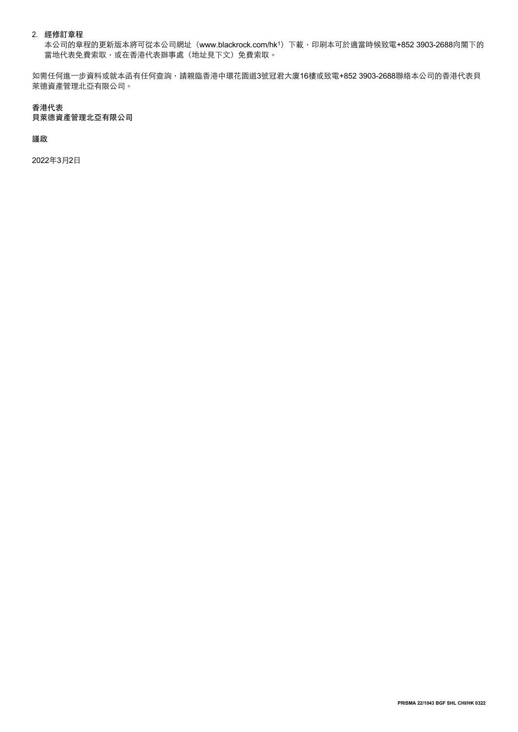2. **經修訂章程**

   本公司的章程的更新版本將可從本公司網址（www.blackrock.com/hk[1]）下載，印刷本可於適當時候致電+852 3903-2688向閣下的當地代表免費索取，或在香港代表辦事處（地址見下文）免費索取。

如需任何進一步資料或就本函有任何查詢，請親臨香港中環花園道3號冠君大廈16樓或致電+852 3903-2688聯絡本公司的香港代表貝萊德資產管理北亞有限公司。

**香港代表**
**貝萊德資產管理北亞有限公司**

**謹啟**

2022年3月2日

PRISMA 22/1043 BGF SHL CHI/HK 0322